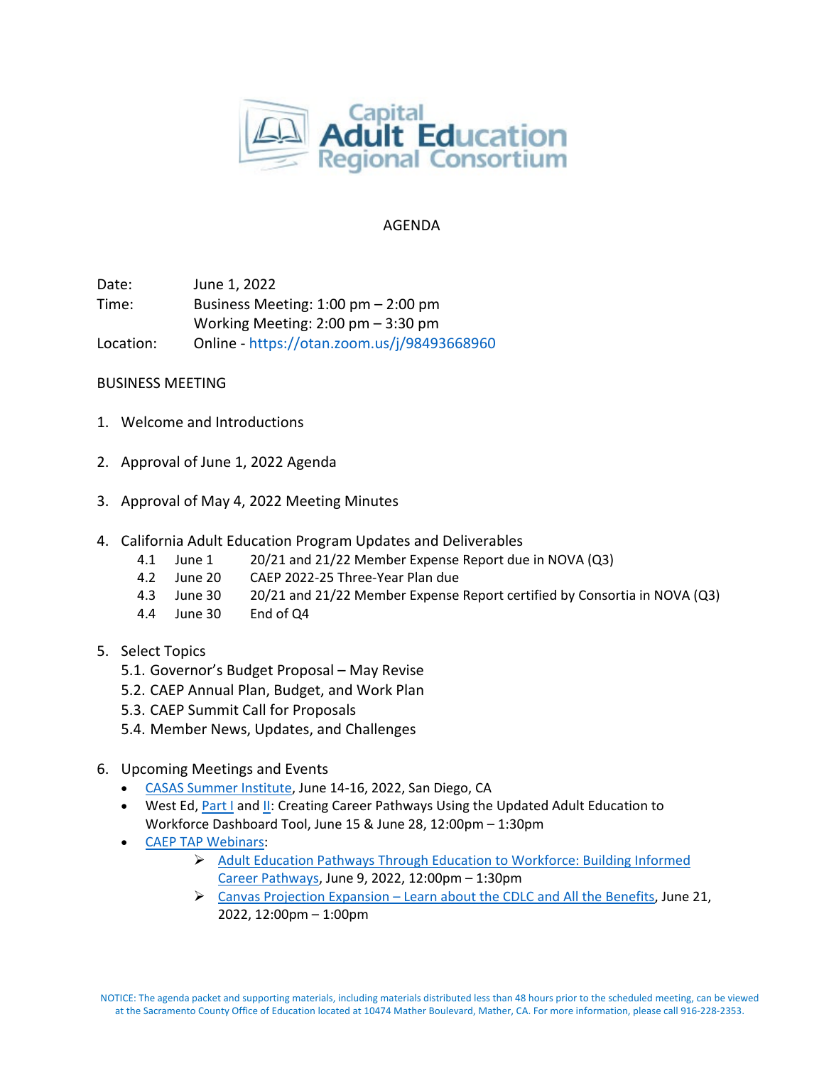# Capital Adult Education Regional Consortium

AGENDA

Date: June 1, 2022

Time: Business Meeting: 1:00 pm – 2:00 pm
Working Meeting: 2:00 pm – 3:30 pm

Location: Online - https://otan.zoom.us/j/98493668960

## BUSINESS MEETING

1. Welcome and Introductions

2. Approval of June 1, 2022 Agenda

3. Approval of May 4, 2022 Meeting Minutes

4. California Adult Education Program Updates and Deliverables
   - 4.1 June 1 20/21 and 21/22 Member Expense Report due in NOVA (Q3)
   - 4.2 June 20 CAEP 2022-25 Three-Year Plan due
   - 4.3 June 30 20/21 and 21/22 Member Expense Report certified by Consortia in NOVA (Q3)
   - 4.4 June 30 End of Q4

5. Select Topics
   - 5.1. Governor's Budget Proposal – May Revise
   - 5.2. CAEP Annual Plan, Budget, and Work Plan
   - 5.3. CAEP Summit Call for Proposals
   - 5.4. Member News, Updates, and Challenges

6. Upcoming Meetings and Events
   - CASAS Summer Institute, June 14-16, 2022, San Diego, CA
   - West Ed, Part I and II: Creating Career Pathways Using the Updated Adult Education to Workforce Dashboard Tool, June 15 & June 28, 12:00pm – 1:30pm
   - CAEP TAP Webinars:
     - Adult Education Pathways Through Education to Workforce: Building Informed Career Pathways, June 9, 2022, 12:00pm – 1:30pm
     - Canvas Projection Expansion – Learn about the CDLC and All the Benefits, June 21, 2022, 12:00pm – 1:00pm

NOTICE: The agenda packet and supporting materials, including materials distributed less than 48 hours prior to the scheduled meeting, can be viewed at the Sacramento County Office of Education located at 10474 Mather Boulevard, Mather, CA. For more information, please call 916-228-2353.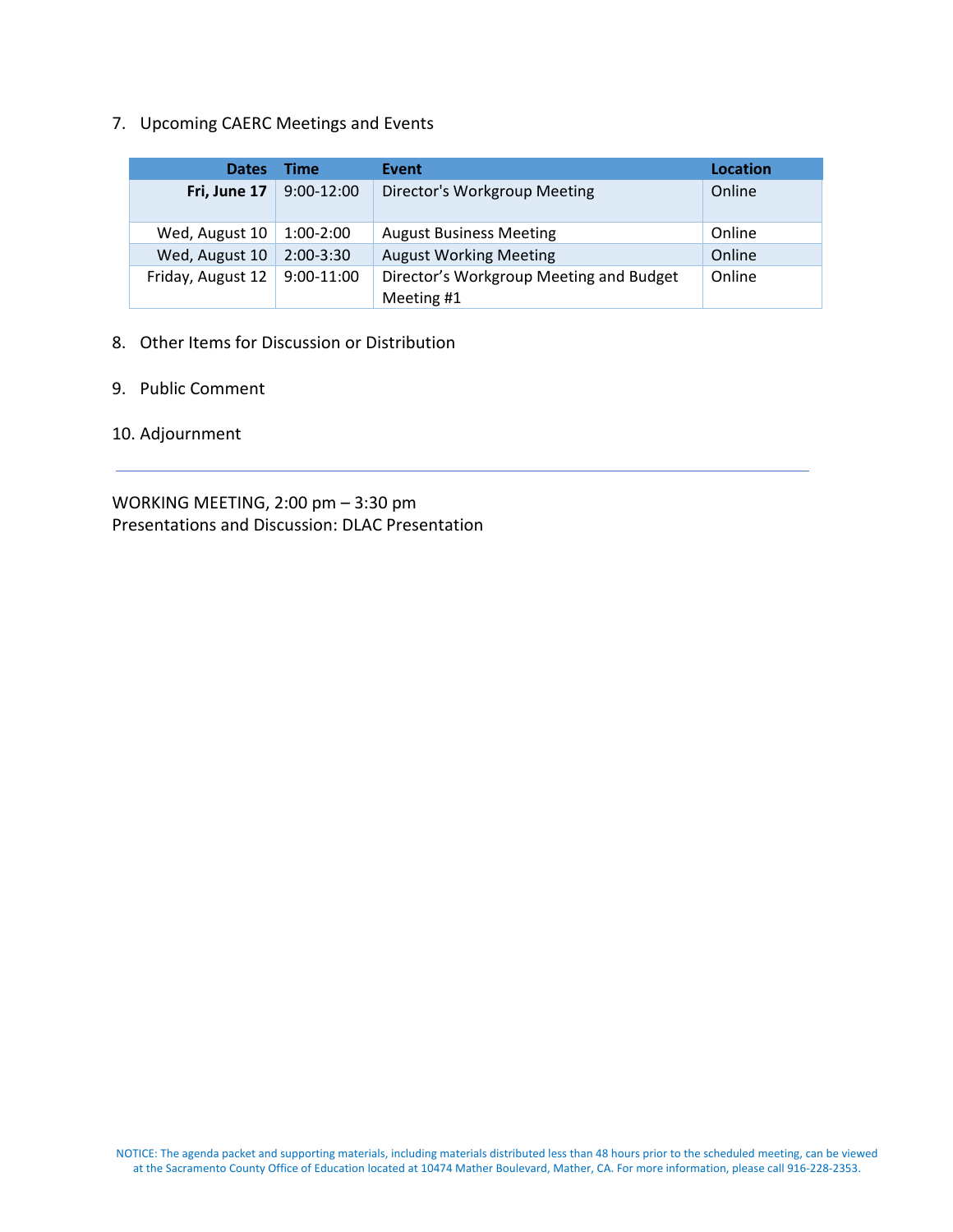7. Upcoming CAERC Meetings and Events

| Dates | Time | Event | Location |
| --- | --- | --- | --- |
| **Fri, June 17** | 9:00-12:00 | Director's Workgroup Meeting | Online |
| Wed, August 10 | 1:00-2:00 | August Business Meeting | Online |
| Wed, August 10 | 2:00-3:30 | August Working Meeting | Online |
| Friday, August 12 | 9:00-11:00 | Director's Workgroup Meeting and Budget Meeting #1 | Online |

8. Other Items for Discussion or Distribution

9. Public Comment

10. Adjournment

---

WORKING MEETING, 2:00 pm – 3:30 pm
Presentations and Discussion: DLAC Presentation

NOTICE: The agenda packet and supporting materials, including materials distributed less than 48 hours prior to the scheduled meeting, can be viewed at the Sacramento County Office of Education located at 10474 Mather Boulevard, Mather, CA. For more information, please call 916-228-2353.